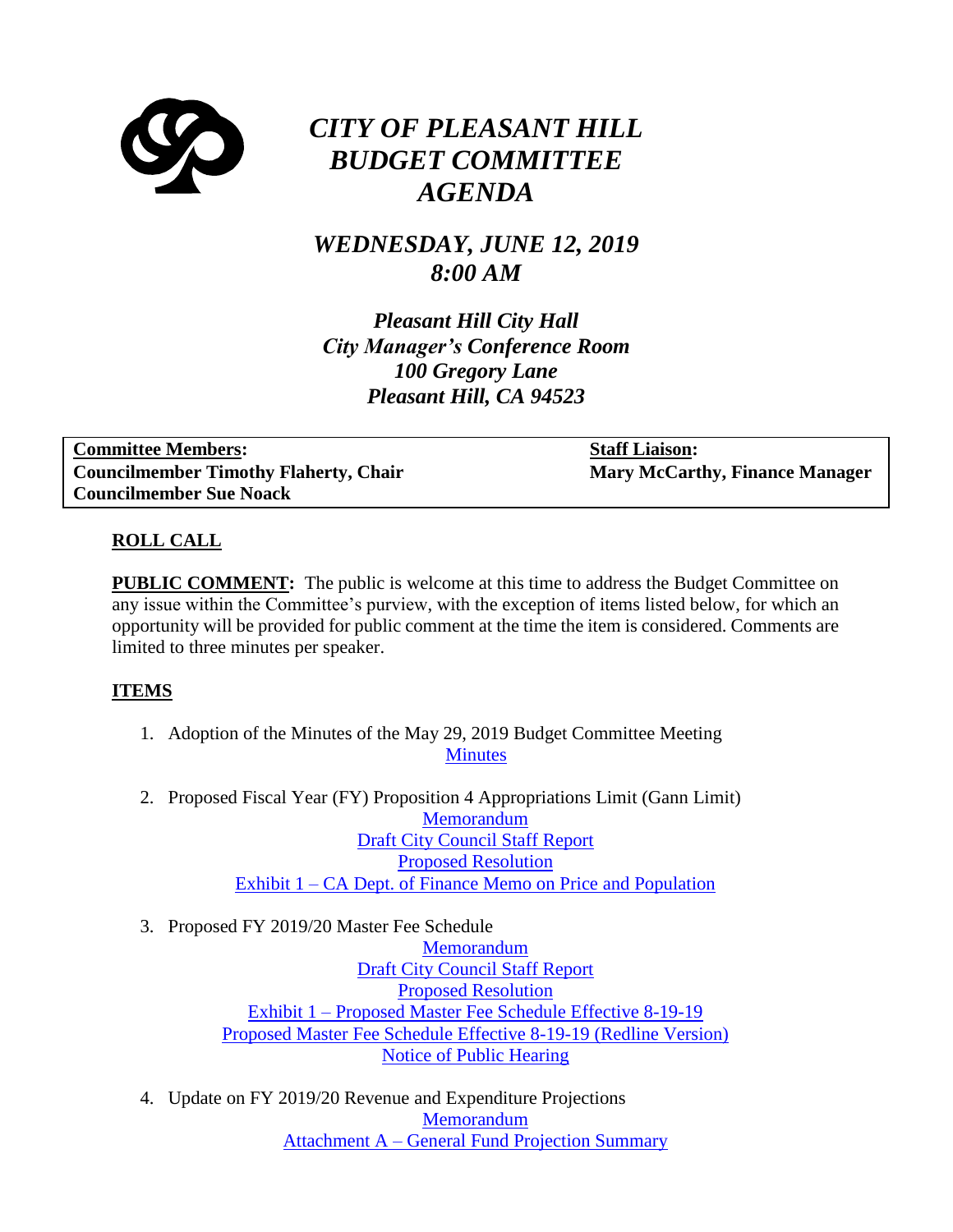# *CITY OF PLEASANT HILL BUDGET COMMITTEE AGENDA*

## *WEDNESDAY, JUNE 12, 2019 8:00 AM*

***Pleasant Hill City Hall***
***City Manager's Conference Room***
***100 Gregory Lane***
***Pleasant Hill, CA 94523***

| **Committee Members:** | **Staff Liaison:** |
|---|---|
| **Councilmember Timothy Flaherty, Chair** | **Mary McCarthy, Finance Manager** |
| **Councilmember Sue Noack** | |

**ROLL CALL**

**PUBLIC COMMENT:** The public is welcome at this time to address the Budget Committee on any issue within the Committee's purview, with the exception of items listed below, for which an opportunity will be provided for public comment at the time the item is considered. Comments are limited to three minutes per speaker.

**ITEMS**

1. Adoption of the Minutes of the May 29, 2019 Budget Committee Meeting
   Minutes

2. Proposed Fiscal Year (FY) Proposition 4 Appropriations Limit (Gann Limit)
   Memorandum
   Draft City Council Staff Report
   Proposed Resolution
   Exhibit 1 – CA Dept. of Finance Memo on Price and Population

3. Proposed FY 2019/20 Master Fee Schedule
   Memorandum
   Draft City Council Staff Report
   Proposed Resolution
   Exhibit 1 – Proposed Master Fee Schedule Effective 8-19-19
   Proposed Master Fee Schedule Effective 8-19-19 (Redline Version)
   Notice of Public Hearing

4. Update on FY 2019/20 Revenue and Expenditure Projections
   Memorandum
   Attachment A – General Fund Projection Summary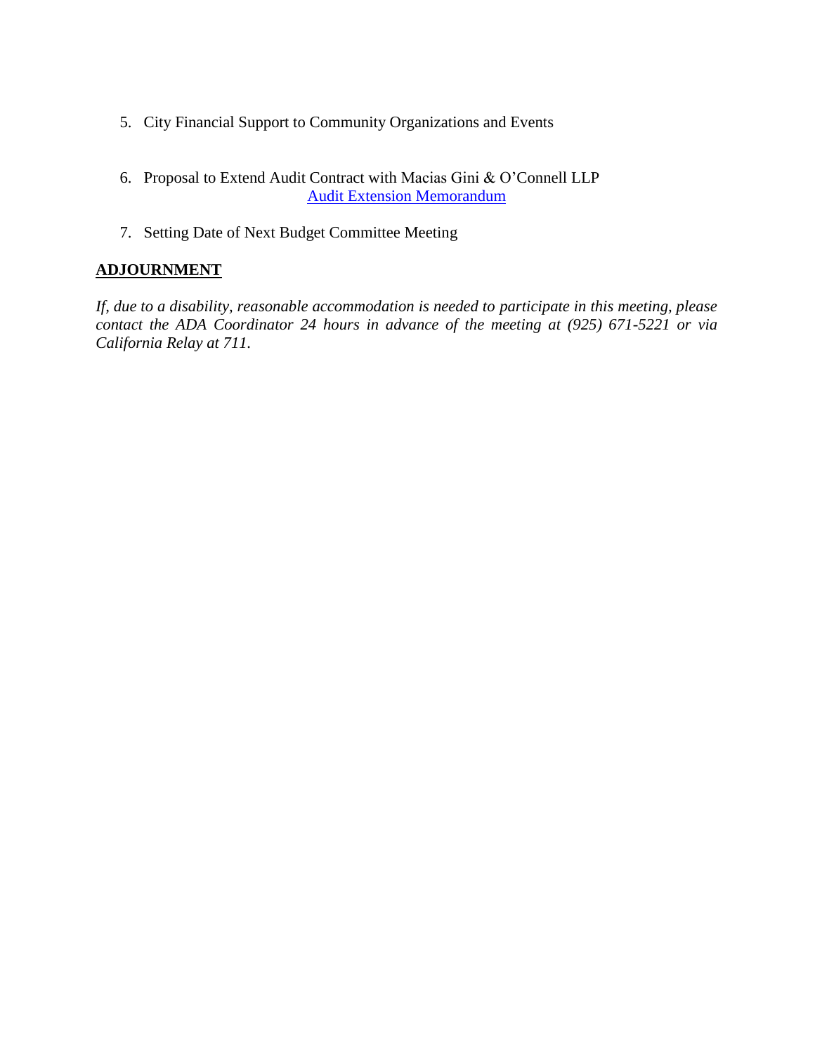5. City Financial Support to Community Organizations and Events

6. Proposal to Extend Audit Contract with Macias Gini & O'Connell LLP
   Audit Extension Memorandum

7. Setting Date of Next Budget Committee Meeting

**ADJOURNMENT**

*If, due to a disability, reasonable accommodation is needed to participate in this meeting, please contact the ADA Coordinator 24 hours in advance of the meeting at (925) 671-5221 or via California Relay at 711.*